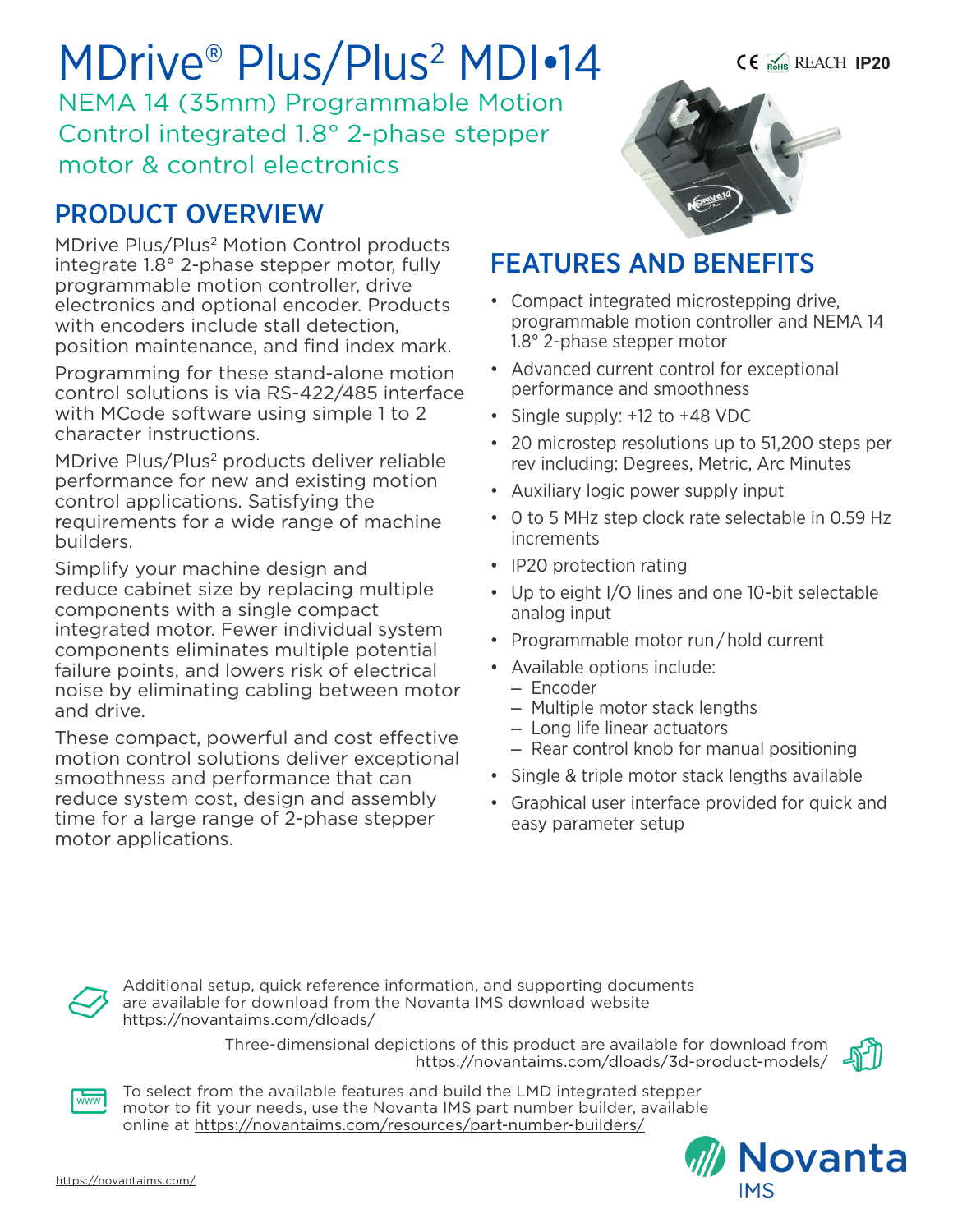# MDrive® Plus/Plus² MDI•14

CE RoHS REACH **IP20**

NEMA 14 (35mm) Programmable Motion Control integrated 1.8° 2-phase stepper motor & control electronics

## PRODUCT OVERVIEW

MDrive Plus/Plus² Motion Control products integrate 1.8° 2-phase stepper motor, fully programmable motion controller, drive electronics and optional encoder. Products with encoders include stall detection, position maintenance, and find index mark.

Programming for these stand-alone motion control solutions is via RS-422/485 interface with MCode software using simple 1 to 2 character instructions.

MDrive Plus/Plus² products deliver reliable performance for new and existing motion control applications. Satisfying the requirements for a wide range of machine builders.

Simplify your machine design and reduce cabinet size by replacing multiple components with a single compact integrated motor. Fewer individual system components eliminates multiple potential failure points, and lowers risk of electrical noise by eliminating cabling between motor and drive.

These compact, powerful and cost effective motion control solutions deliver exceptional smoothness and performance that can reduce system cost, design and assembly time for a large range of 2-phase stepper motor applications.

## FEATURES AND BENEFITS

- Compact integrated microstepping drive, programmable motion controller and NEMA 14 1.8° 2-phase stepper motor
- Advanced current control for exceptional performance and smoothness
- Single supply: +12 to +48 VDC
- 20 microstep resolutions up to 51,200 steps per rev including: Degrees, Metric, Arc Minutes
- Auxiliary logic power supply input
- 0 to 5 MHz step clock rate selectable in 0.59 Hz increments
- IP20 protection rating
- Up to eight I/O lines and one 10-bit selectable analog input
- Programmable motor run / hold current
- Available options include:
  - Encoder
  - Multiple motor stack lengths
  - Long life linear actuators
  - Rear control knob for manual positioning
- Single & triple motor stack lengths available
- Graphical user interface provided for quick and easy parameter setup

Additional setup, quick reference information, and supporting documents are available for download from the Novanta IMS download website https://novantaims.com/dloads/

Three-dimensional depictions of this product are available for download from https://novantaims.com/dloads/3d-product-models/

To select from the available features and build the LMD integrated stepper motor to fit your needs, use the Novanta IMS part number builder, available online at https://novantaims.com/resources/part-number-builders/

https://novantaims.com/

Novanta IMS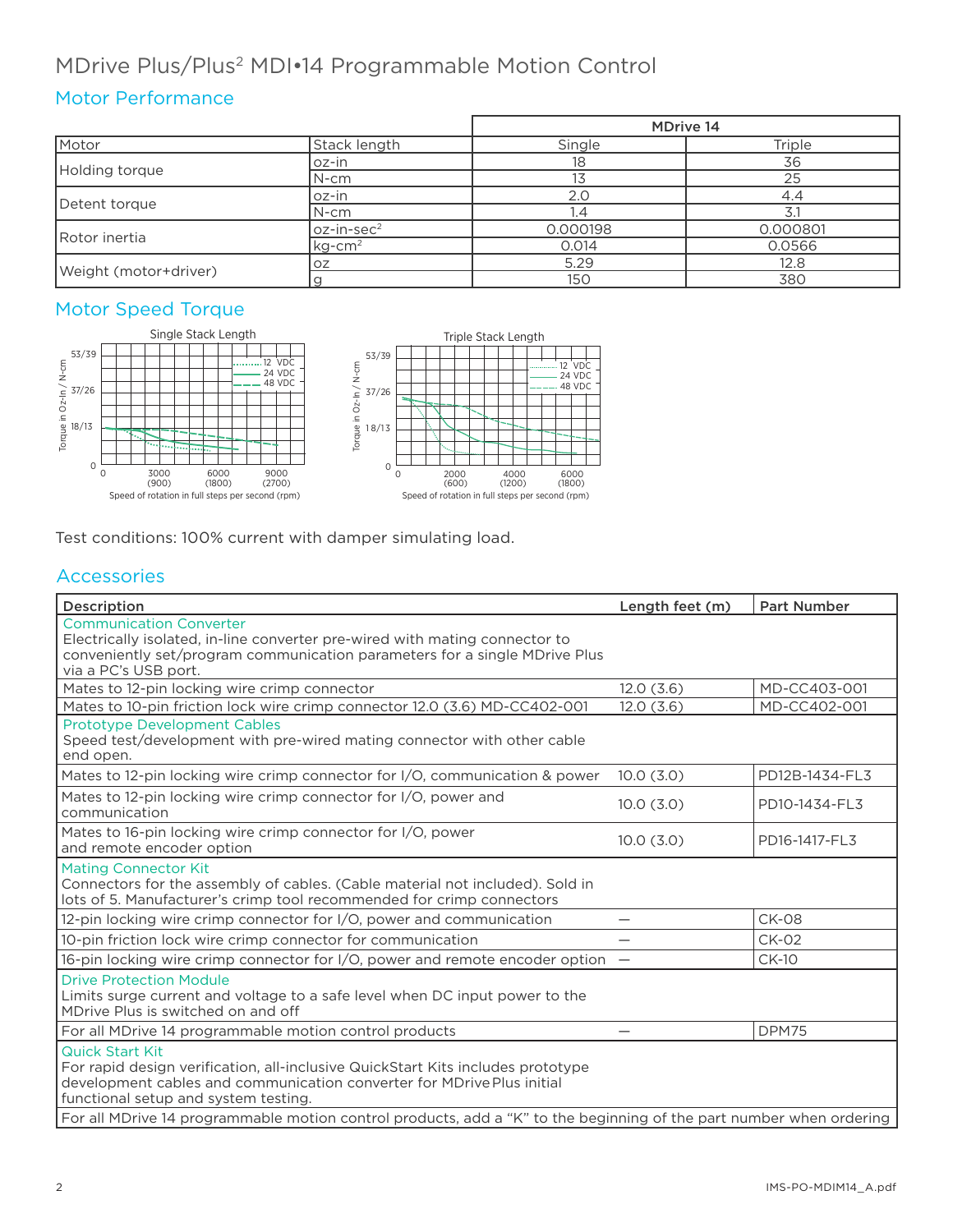# MDrive Plus/Plus² MDI•14 Programmable Motion Control

## Motor Performance

| Motor | Stack length | MDrive 14 Single | MDrive 14 Triple |
|---|---|---|---|
| Holding torque | oz-in | 18 | 36 |
| | N-cm | 13 | 25 |
| Detent torque | oz-in | 2.0 | 4.4 |
| | N-cm | 1.4 | 3.1 |
| Rotor inertia | oz-in-sec² | 0.000198 | 0.000801 |
| | kg-cm² | 0.014 | 0.0566 |
| Weight (motor+driver) | oz | 5.29 | 12.8 |
| | g | 150 | 380 |

## Motor Speed Torque

Single Stack Length

Torque in Oz-In / N-cm

53/39
37/26
18/13
0

12 VDC
24 VDC
48 VDC

0
3000 (900)
6000 (1800)
9000 (2700)

Speed of rotation in full steps per second (rpm)

Triple Stack Length

Torque in Oz-In / N-cm

53/39
37/26
18/13
0

12 VDC
24 VDC
48 VDC

0
2000 (600)
4000 (1200)
6000 (1800)

Speed of rotation in full steps per second (rpm)

Test conditions: 100% current with damper simulating load.

## Accessories

| Description | Length feet (m) | Part Number |
|---|---|---|
| **Communication Converter**<br>Electrically isolated, in-line converter pre-wired with mating connector to conveniently set/program communication parameters for a single MDrive Plus via a PC's USB port. | | |
| Mates to 12-pin locking wire crimp connector | 12.0 (3.6) | MD-CC403-001 |
| Mates to 10-pin friction lock wire crimp connector 12.0 (3.6) MD-CC402-001 | 12.0 (3.6) | MD-CC402-001 |
| **Prototype Development Cables**<br>Speed test/development with pre-wired mating connector with other cable end open. | | |
| Mates to 12-pin locking wire crimp connector for I/O, communication & power | 10.0 (3.0) | PD12B-1434-FL3 |
| Mates to 12-pin locking wire crimp connector for I/O, power and communication | 10.0 (3.0) | PD10-1434-FL3 |
| Mates to 16-pin locking wire crimp connector for I/O, power and remote encoder option | 10.0 (3.0) | PD16-1417-FL3 |
| **Mating Connector Kit**<br>Connectors for the assembly of cables. (Cable material not included). Sold in lots of 5. Manufacturer's crimp tool recommended for crimp connectors | | |
| 12-pin locking wire crimp connector for I/O, power and communication | — | CK-08 |
| 10-pin friction lock wire crimp connector for communication | — | CK-02 |
| 16-pin locking wire crimp connector for I/O, power and remote encoder option | — | CK-10 |
| **Drive Protection Module**<br>Limits surge current and voltage to a safe level when DC input power to the MDrive Plus is switched on and off | | |
| For all MDrive 14 programmable motion control products | — | DPM75 |
| **Quick Start Kit**<br>For rapid design verification, all-inclusive QuickStart Kits includes prototype development cables and communication converter for MDrive Plus initial functional setup and system testing. | | |
| For all MDrive 14 programmable motion control products, add a "K" to the beginning of the part number when ordering | | |